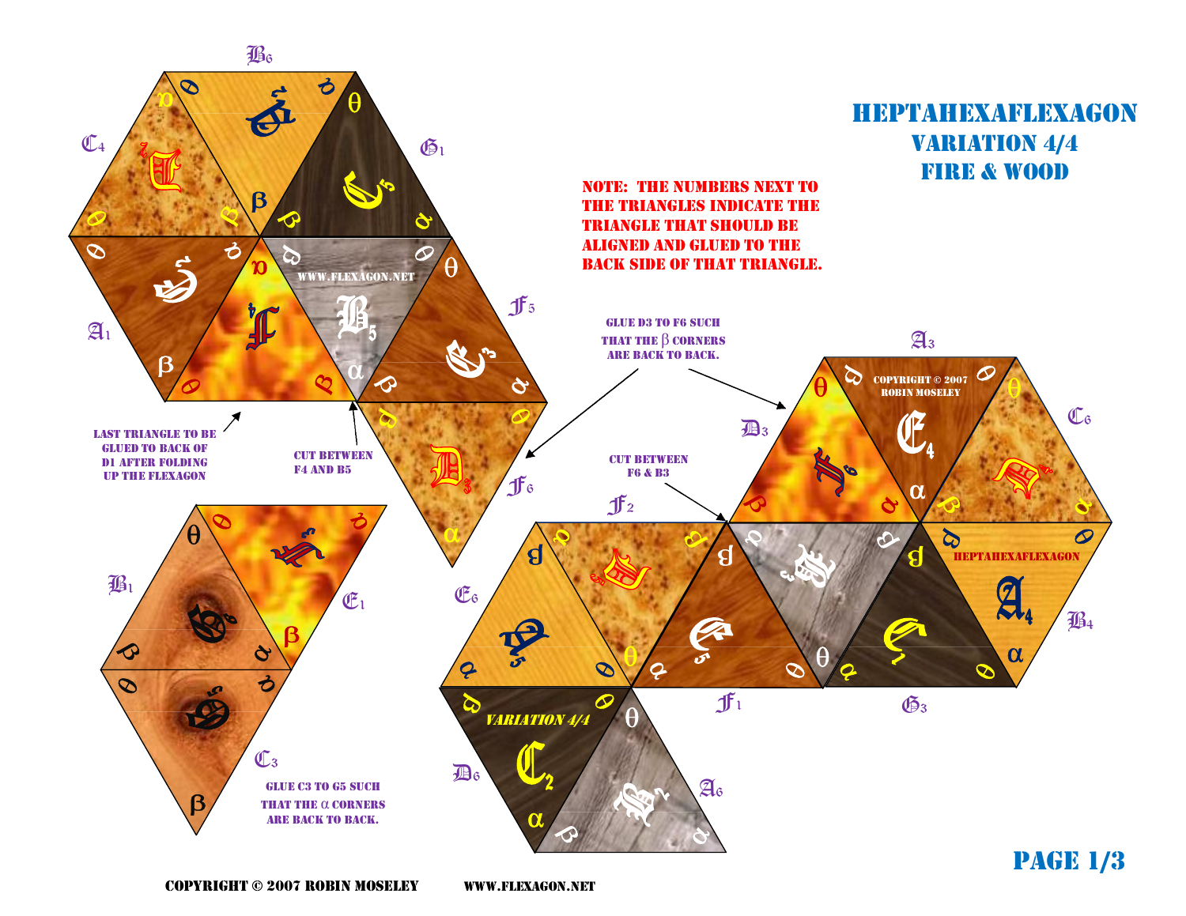# HEPTAHEXAFLEXAGON

## VARIATION 4/4

## FIRE & WOOD

**NOTE: THE NUMBERS NEXT TO THE TRIANGLES INDICATE THE TRIANGLE THAT SHOULD BE ALIGNED AND GLUED TO THE BACK SIDE OF THAT TRIANGLE.**

GLUE D3 TO F6 SUCH THAT THE β CORNERS ARE BACK TO BACK.

LAST TRIANGLE TO BE GLUED TO BACK OF D1 AFTER FOLDING UP THE FLEXAGON

CUT BETWEEN F4 AND B5

CUT BETWEEN F6 & B3

GLUE C3 TO G5 SUCH THAT THE α CORNERS ARE BACK TO BACK.

COPYRIGHT © 2007 ROBIN MOSELEY WWW.FLEXAGON.NET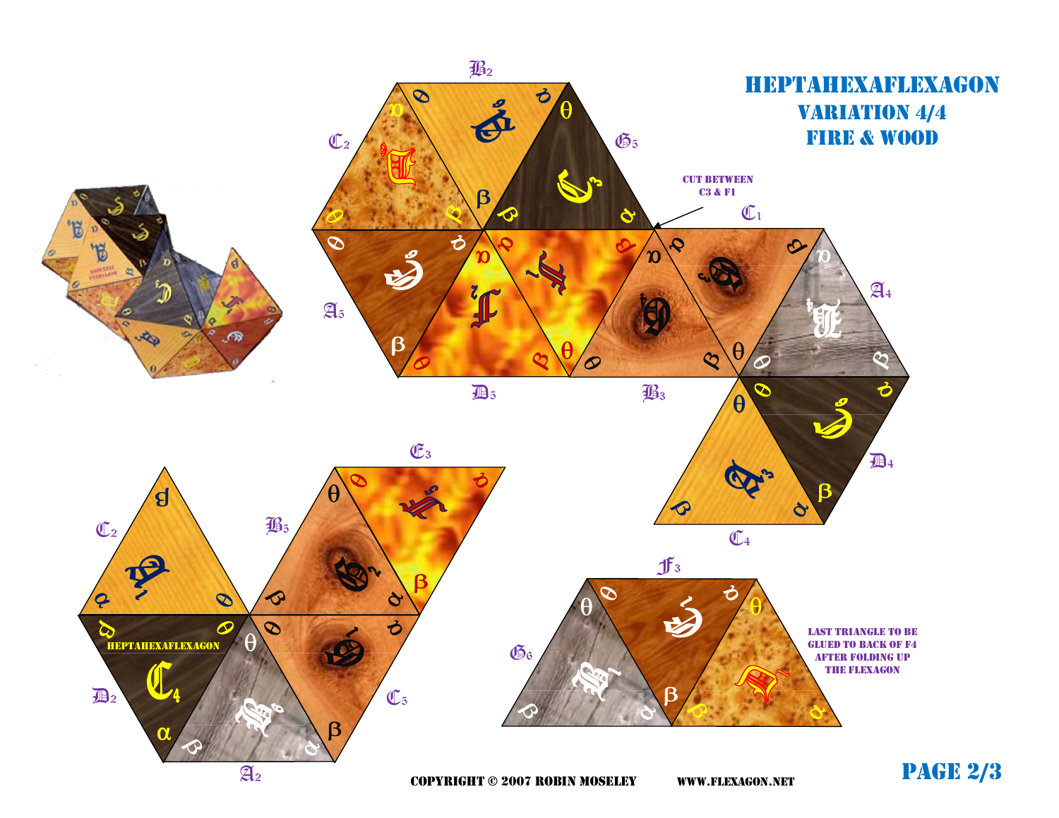# HEPTAHEXAFLEXAGON

## VARIATION 4/4

## FIRE & WOOD

CUT BETWEEN C3 & F1

LAST TRIANGLE TO BE GLUED TO BACK OF F4 AFTER FOLDING UP THE FLEXAGON

COPYRIGHT © 2007 ROBIN MOSELEY WWW.FLEXAGON.NET

PAGE 2/3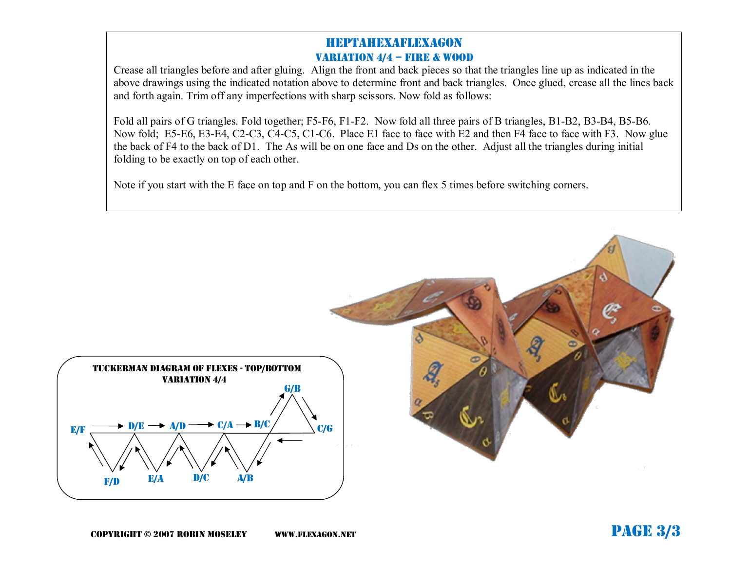# HEPTAHEXAFLEXAGON

## VARIATION 4/4 – FIRE & WOOD

Crease all triangles before and after gluing. Align the front and back pieces so that the triangles line up as indicated in the above drawings using the indicated notation above to determine front and back triangles. Once glued, crease all the lines back and forth again. Trim off any imperfections with sharp scissors. Now fold as follows:

Fold all pairs of G triangles. Fold together; F5-F6, F1-F2. Now fold all three pairs of B triangles, B1-B2, B3-B4, B5-B6. Now fold; E5-E6, E3-E4, C2-C3, C4-C5, C1-C6. Place E1 face to face with E2 and then F4 face to face with F3. Now glue the back of F4 to the back of D1. The As will be on one face and Ds on the other. Adjust all the triangles during initial folding to be exactly on top of each other.

Note if you start with the E face on top and F on the bottom, you can flex 5 times before switching corners.

TUCKERMAN DIAGRAM OF FLEXES - TOP/BOTTOM
VARIATION 4/4

E/F
D/E
A/D
C/A
B/C
G/B
C/G
F/D
E/A
D/C
A/B

COPYRIGHT © 2007 ROBIN MOSELEY    WWW.FLEXAGON.NET